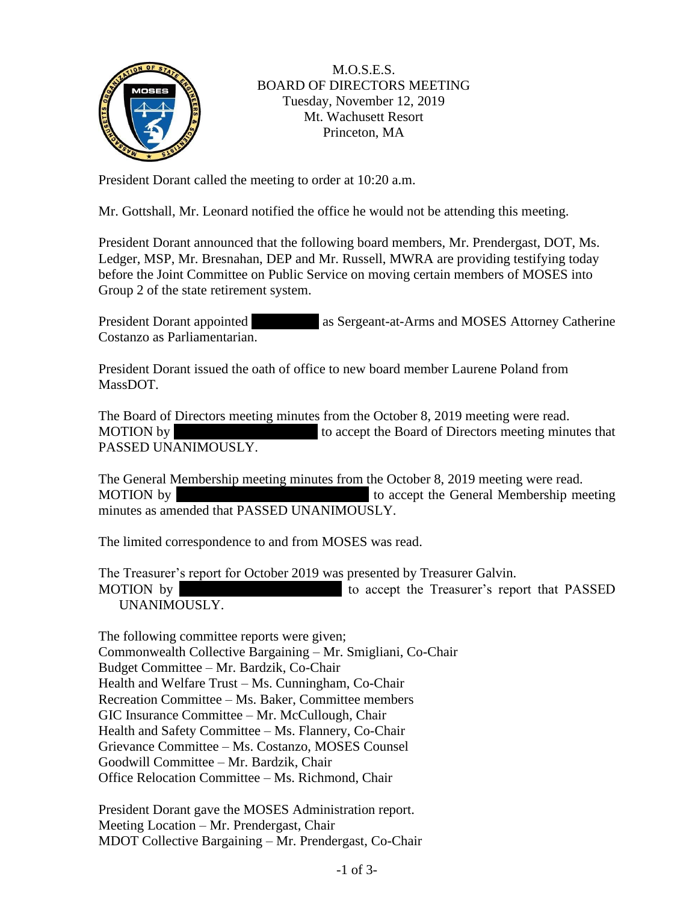M.O.S.E.S.
BOARD OF DIRECTORS MEETING
Tuesday, November 12, 2019
Mt. Wachusett Resort
Princeton, MA

President Dorant called the meeting to order at 10:20 a.m.

Mr. Gottshall, Mr. Leonard notified the office he would not be attending this meeting.

President Dorant announced that the following board members, Mr. Prendergast, DOT, Ms. Ledger, MSP, Mr. Bresnahan, DEP and Mr. Russell, MWRA are providing testifying today before the Joint Committee on Public Service on moving certain members of MOSES into Group 2 of the state retirement system.

President Dorant appointed [redacted] as Sergeant-at-Arms and MOSES Attorney Catherine Costanzo as Parliamentarian.

President Dorant issued the oath of office to new board member Laurene Poland from MassDOT.

The Board of Directors meeting minutes from the October 8, 2019 meeting were read.
MOTION by [redacted] to accept the Board of Directors meeting minutes that PASSED UNANIMOUSLY.

The General Membership meeting minutes from the October 8, 2019 meeting were read.
MOTION by [redacted] to accept the General Membership meeting minutes as amended that PASSED UNANIMOUSLY.

The limited correspondence to and from MOSES was read.

The Treasurer's report for October 2019 was presented by Treasurer Galvin.
MOTION by [redacted] to accept the Treasurer's report that PASSED UNANIMOUSLY.

The following committee reports were given;
Commonwealth Collective Bargaining – Mr. Smigliani, Co-Chair
Budget Committee – Mr. Bardzik, Co-Chair
Health and Welfare Trust – Ms. Cunningham, Co-Chair
Recreation Committee – Ms. Baker, Committee members
GIC Insurance Committee – Mr. McCullough, Chair
Health and Safety Committee – Ms. Flannery, Co-Chair
Grievance Committee – Ms. Costanzo, MOSES Counsel
Goodwill Committee – Mr. Bardzik, Chair
Office Relocation Committee – Ms. Richmond, Chair

President Dorant gave the MOSES Administration report.
Meeting Location – Mr. Prendergast, Chair
MDOT Collective Bargaining – Mr. Prendergast, Co-Chair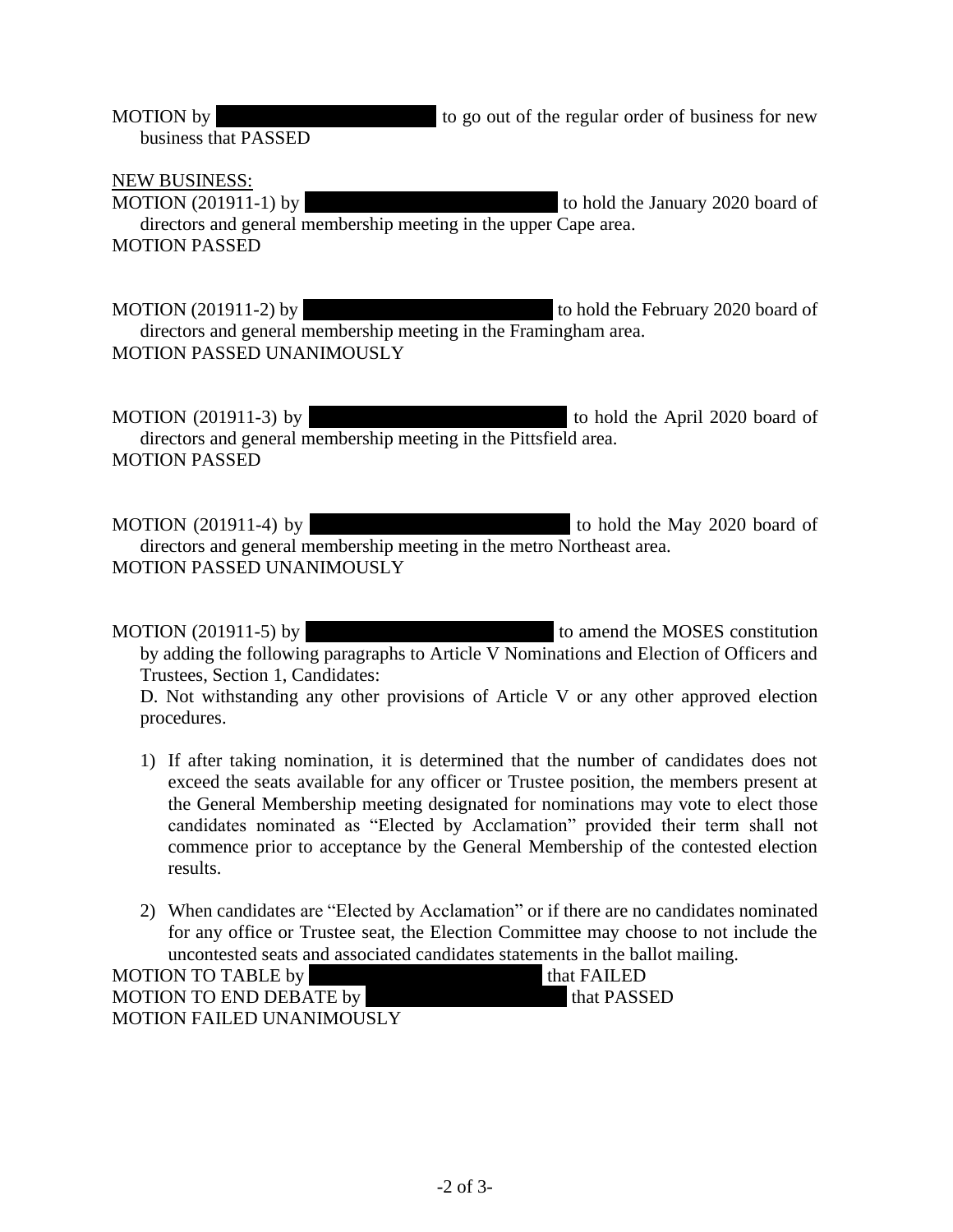MOTION by [REDACTED] to go out of the regular order of business for new business that PASSED

NEW BUSINESS:

MOTION (201911-1) by [REDACTED] to hold the January 2020 board of directors and general membership meeting in the upper Cape area.
MOTION PASSED

MOTION (201911-2) by [REDACTED] to hold the February 2020 board of directors and general membership meeting in the Framingham area.
MOTION PASSED UNANIMOUSLY

MOTION (201911-3) by [REDACTED] to hold the April 2020 board of directors and general membership meeting in the Pittsfield area.
MOTION PASSED

MOTION (201911-4) by [REDACTED] to hold the May 2020 board of directors and general membership meeting in the metro Northeast area.
MOTION PASSED UNANIMOUSLY

MOTION (201911-5) by [REDACTED] to amend the MOSES constitution by adding the following paragraphs to Article V Nominations and Election of Officers and Trustees, Section 1, Candidates:

D. Not withstanding any other provisions of Article V or any other approved election procedures.

1) If after taking nomination, it is determined that the number of candidates does not exceed the seats available for any officer or Trustee position, the members present at the General Membership meeting designated for nominations may vote to elect those candidates nominated as "Elected by Acclamation" provided their term shall not commence prior to acceptance by the General Membership of the contested election results.

2) When candidates are "Elected by Acclamation" or if there are no candidates nominated for any office or Trustee seat, the Election Committee may choose to not include the uncontested seats and associated candidates statements in the ballot mailing.

MOTION TO TABLE by [REDACTED] that FAILED
MOTION TO END DEBATE by [REDACTED] that PASSED
MOTION FAILED UNANIMOUSLY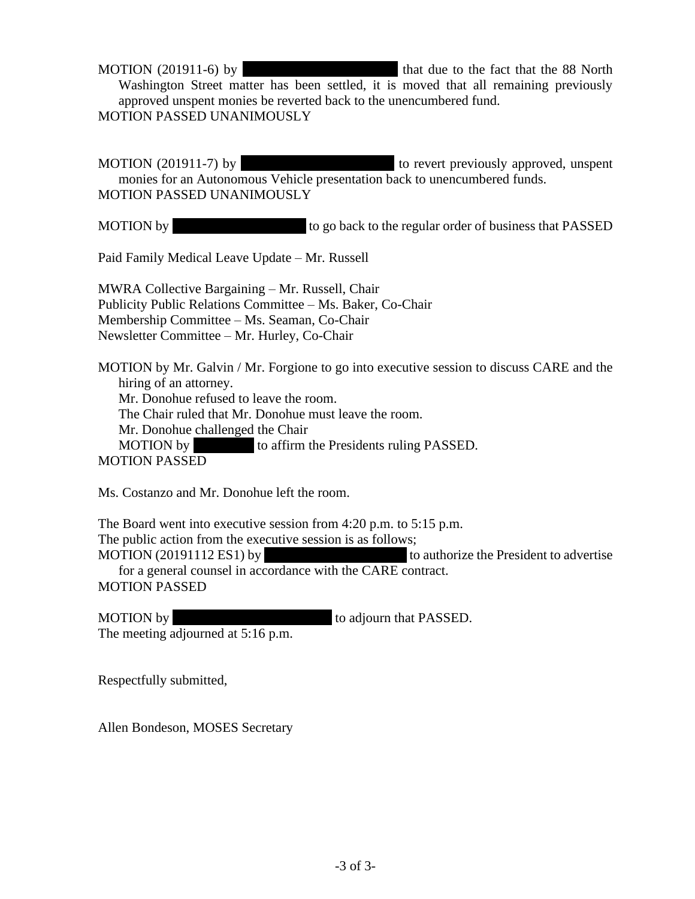MOTION (201911-6) by that due to the fact that the 88 North Washington Street matter has been settled, it is moved that all remaining previously approved unspent monies be reverted back to the unencumbered fund.
MOTION PASSED UNANIMOUSLY

MOTION (201911-7) by to revert previously approved, unspent monies for an Autonomous Vehicle presentation back to unencumbered funds.
MOTION PASSED UNANIMOUSLY

MOTION by to go back to the regular order of business that PASSED

Paid Family Medical Leave Update – Mr. Russell

MWRA Collective Bargaining – Mr. Russell, Chair
Publicity Public Relations Committee – Ms. Baker, Co-Chair
Membership Committee – Ms. Seaman, Co-Chair
Newsletter Committee – Mr. Hurley, Co-Chair

MOTION by Mr. Galvin / Mr. Forgione to go into executive session to discuss CARE and the hiring of an attorney.
Mr. Donohue refused to leave the room.
The Chair ruled that Mr. Donohue must leave the room.
Mr. Donohue challenged the Chair
MOTION by to affirm the Presidents ruling PASSED.
MOTION PASSED

Ms. Costanzo and Mr. Donohue left the room.

The Board went into executive session from 4:20 p.m. to 5:15 p.m.
The public action from the executive session is as follows;
MOTION (20191112 ES1) by to authorize the President to advertise for a general counsel in accordance with the CARE contract.
MOTION PASSED

MOTION by to adjourn that PASSED.
The meeting adjourned at 5:16 p.m.

Respectfully submitted,

Allen Bondeson, MOSES Secretary